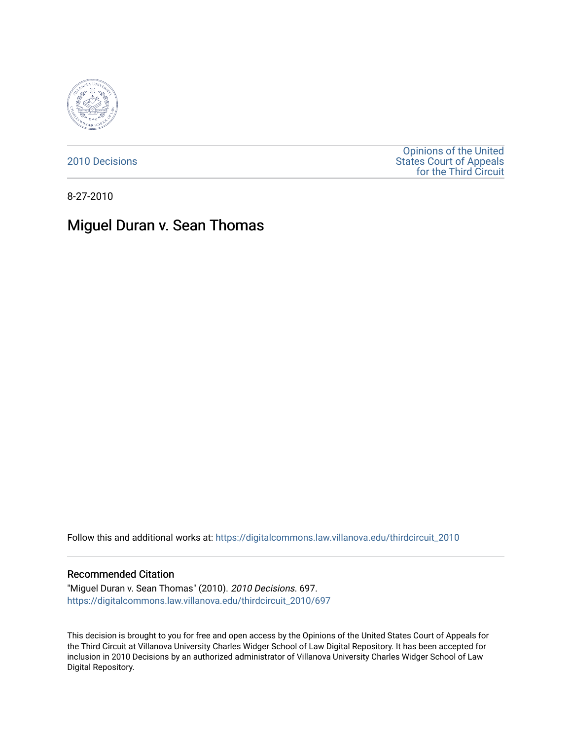2010 Decisions

Opinions of the United States Court of Appeals for the Third Circuit

8-27-2010

# Miguel Duran v. Sean Thomas

Follow this and additional works at: https://digitalcommons.law.villanova.edu/thirdcircuit_2010

## Recommended Citation

"Miguel Duran v. Sean Thomas" (2010). *2010 Decisions*. 697.
https://digitalcommons.law.villanova.edu/thirdcircuit_2010/697

This decision is brought to you for free and open access by the Opinions of the United States Court of Appeals for the Third Circuit at Villanova University Charles Widger School of Law Digital Repository. It has been accepted for inclusion in 2010 Decisions by an authorized administrator of Villanova University Charles Widger School of Law Digital Repository.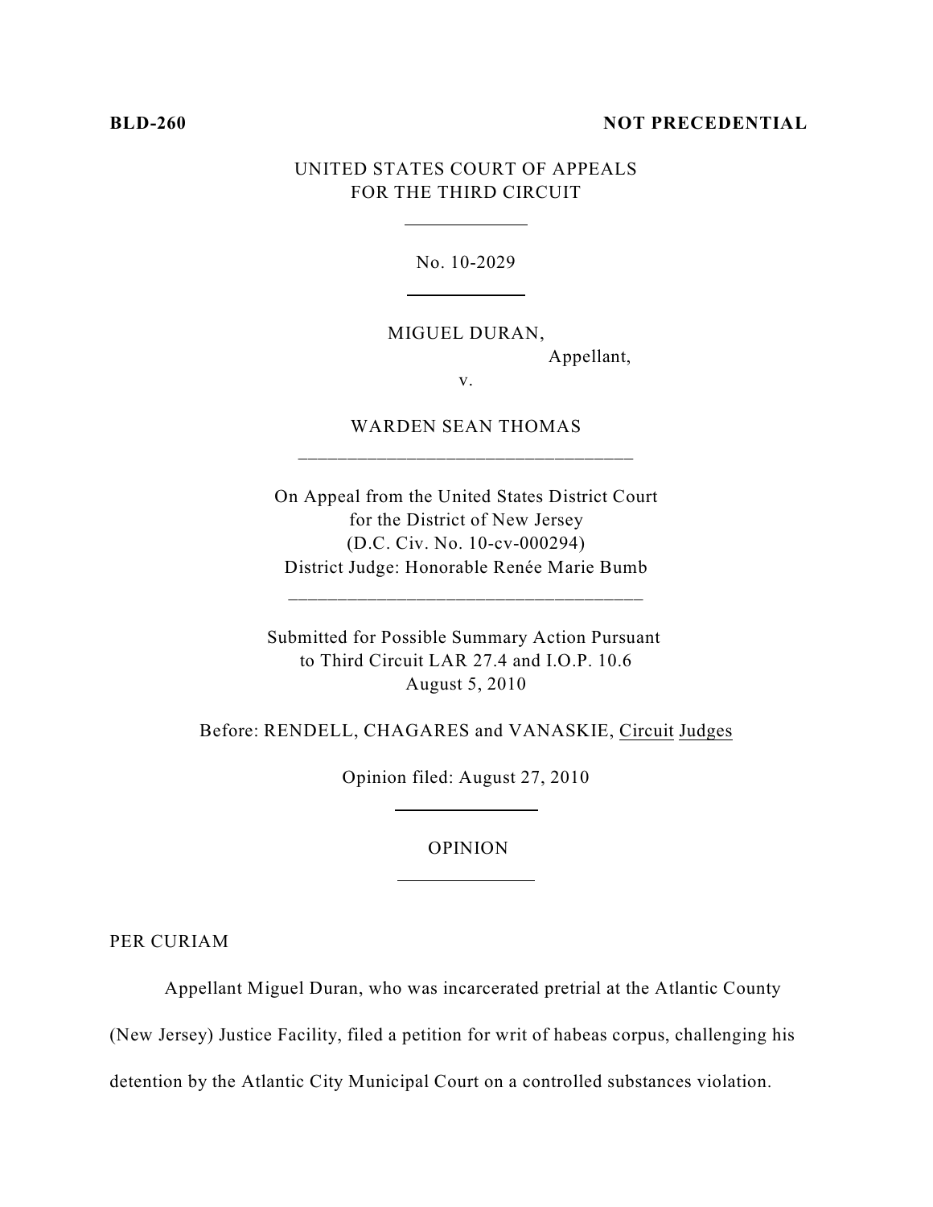**BLD-260** **NOT PRECEDENTIAL**

UNITED STATES COURT OF APPEALS
FOR THE THIRD CIRCUIT

---

No. 10-2029

---

MIGUEL DURAN,
Appellant,

v.

WARDEN SEAN THOMAS

---

On Appeal from the United States District Court
for the District of New Jersey
(D.C. Civ. No. 10-cv-000294)
District Judge: Honorable Renée Marie Bumb

---

Submitted for Possible Summary Action Pursuant
to Third Circuit LAR 27.4 and I.O.P. 10.6
August 5, 2010

Before: RENDELL, CHAGARES and VANASKIE, Circuit Judges

Opinion filed: August 27, 2010

---

OPINION

---

PER CURIAM

Appellant Miguel Duran, who was incarcerated pretrial at the Atlantic County (New Jersey) Justice Facility, filed a petition for writ of habeas corpus, challenging his detention by the Atlantic City Municipal Court on a controlled substances violation.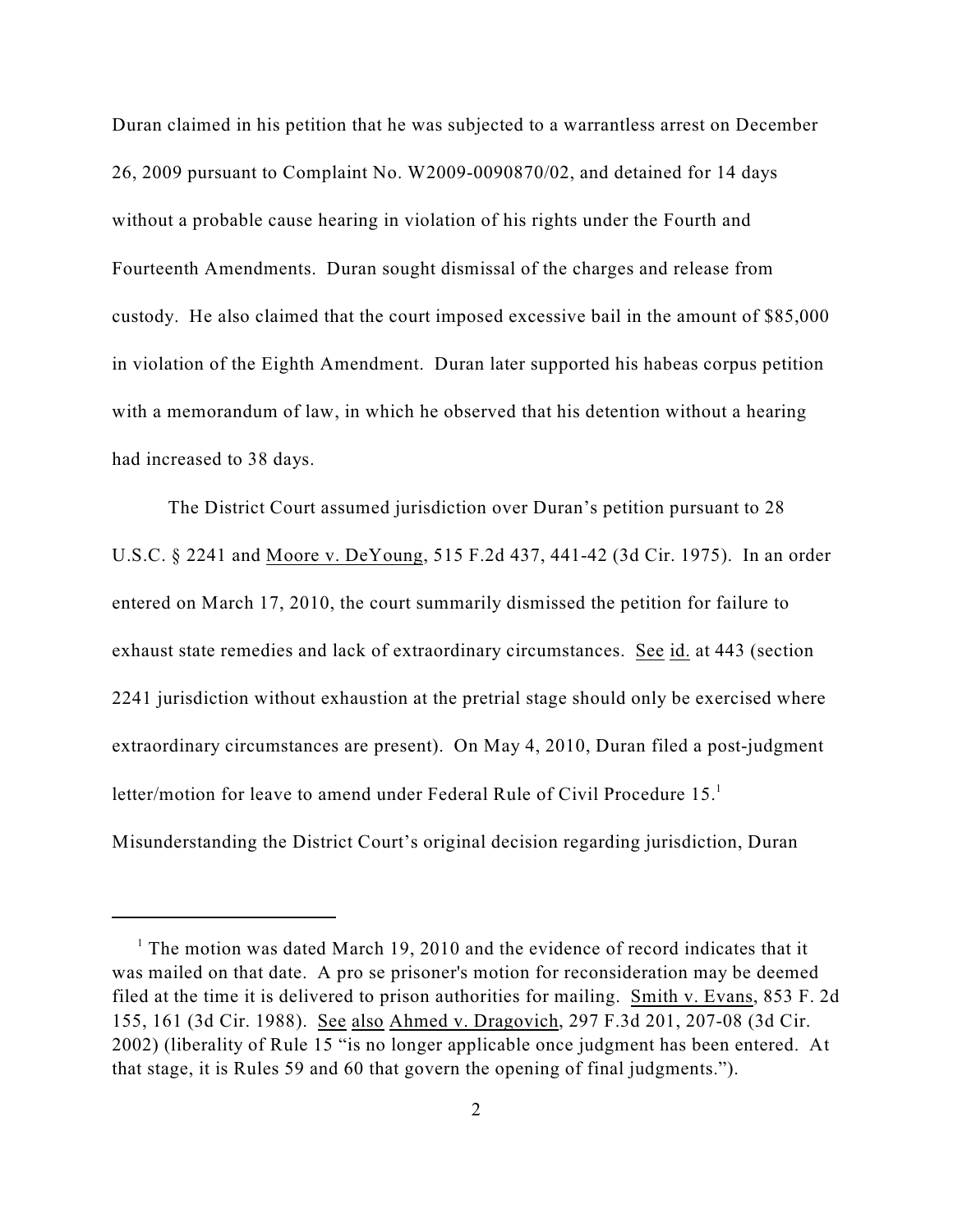Duran claimed in his petition that he was subjected to a warrantless arrest on December 26, 2009 pursuant to Complaint No. W2009-0090870/02, and detained for 14 days without a probable cause hearing in violation of his rights under the Fourth and Fourteenth Amendments. Duran sought dismissal of the charges and release from custody. He also claimed that the court imposed excessive bail in the amount of $85,000 in violation of the Eighth Amendment. Duran later supported his habeas corpus petition with a memorandum of law, in which he observed that his detention without a hearing had increased to 38 days.

The District Court assumed jurisdiction over Duran's petition pursuant to 28 U.S.C. § 2241 and Moore v. DeYoung, 515 F.2d 437, 441-42 (3d Cir. 1975). In an order entered on March 17, 2010, the court summarily dismissed the petition for failure to exhaust state remedies and lack of extraordinary circumstances. See id. at 443 (section 2241 jurisdiction without exhaustion at the pretrial stage should only be exercised where extraordinary circumstances are present). On May 4, 2010, Duran filed a post-judgment letter/motion for leave to amend under Federal Rule of Civil Procedure 15.[1] Misunderstanding the District Court's original decision regarding jurisdiction, Duran

---

[1] The motion was dated March 19, 2010 and the evidence of record indicates that it was mailed on that date. A pro se prisoner's motion for reconsideration may be deemed filed at the time it is delivered to prison authorities for mailing. Smith v. Evans, 853 F. 2d 155, 161 (3d Cir. 1988). See also Ahmed v. Dragovich, 297 F.3d 201, 207-08 (3d Cir. 2002) (liberality of Rule 15 "is no longer applicable once judgment has been entered. At that stage, it is Rules 59 and 60 that govern the opening of final judgments.").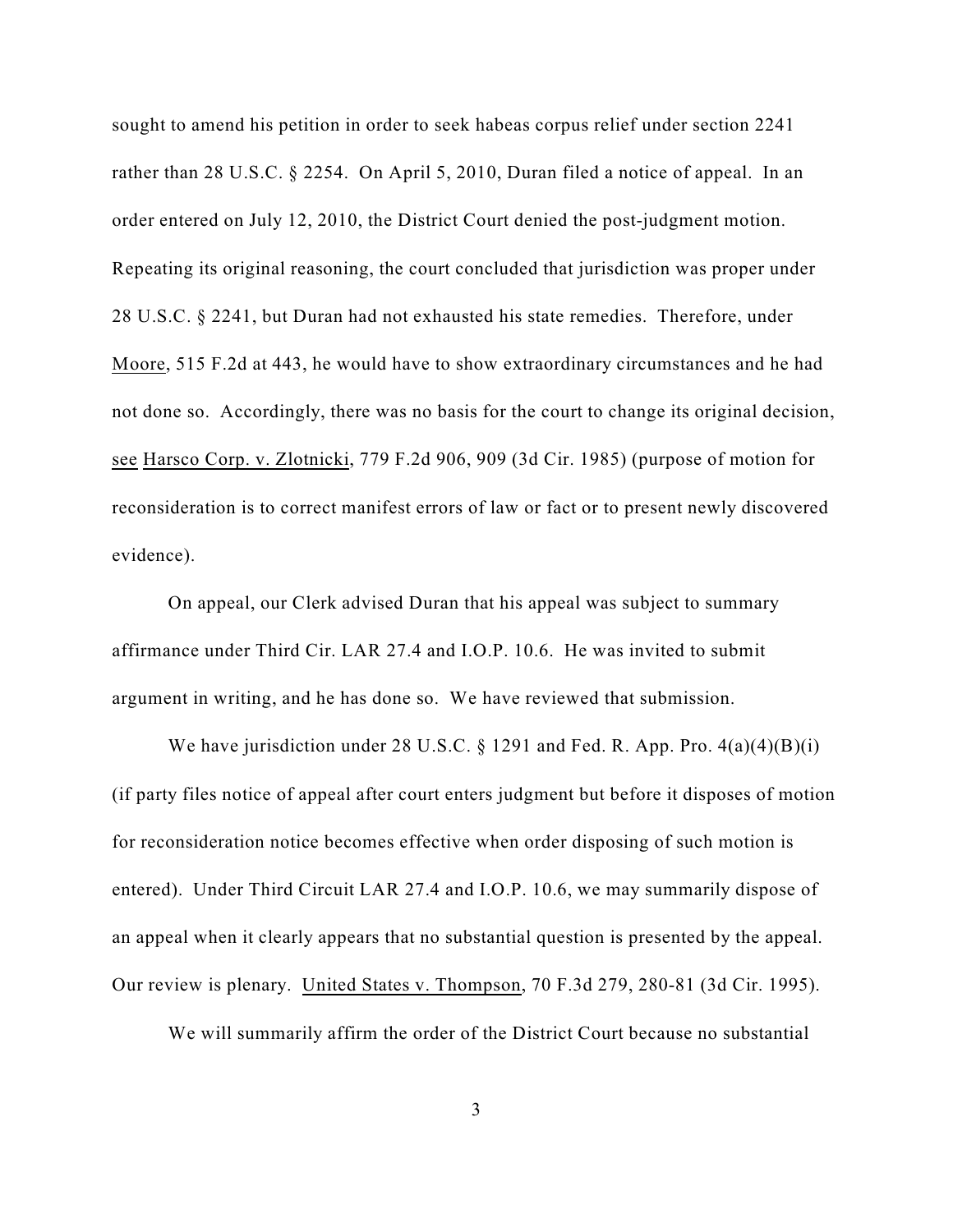sought to amend his petition in order to seek habeas corpus relief under section 2241 rather than 28 U.S.C. § 2254. On April 5, 2010, Duran filed a notice of appeal. In an order entered on July 12, 2010, the District Court denied the post-judgment motion. Repeating its original reasoning, the court concluded that jurisdiction was proper under 28 U.S.C. § 2241, but Duran had not exhausted his state remedies. Therefore, under Moore, 515 F.2d at 443, he would have to show extraordinary circumstances and he had not done so. Accordingly, there was no basis for the court to change its original decision, see Harsco Corp. v. Zlotnicki, 779 F.2d 906, 909 (3d Cir. 1985) (purpose of motion for reconsideration is to correct manifest errors of law or fact or to present newly discovered evidence).

On appeal, our Clerk advised Duran that his appeal was subject to summary affirmance under Third Cir. LAR 27.4 and I.O.P. 10.6. He was invited to submit argument in writing, and he has done so. We have reviewed that submission.

We have jurisdiction under 28 U.S.C. § 1291 and Fed. R. App. Pro. 4(a)(4)(B)(i) (if party files notice of appeal after court enters judgment but before it disposes of motion for reconsideration notice becomes effective when order disposing of such motion is entered). Under Third Circuit LAR 27.4 and I.O.P. 10.6, we may summarily dispose of an appeal when it clearly appears that no substantial question is presented by the appeal. Our review is plenary. United States v. Thompson, 70 F.3d 279, 280-81 (3d Cir. 1995).

We will summarily affirm the order of the District Court because no substantial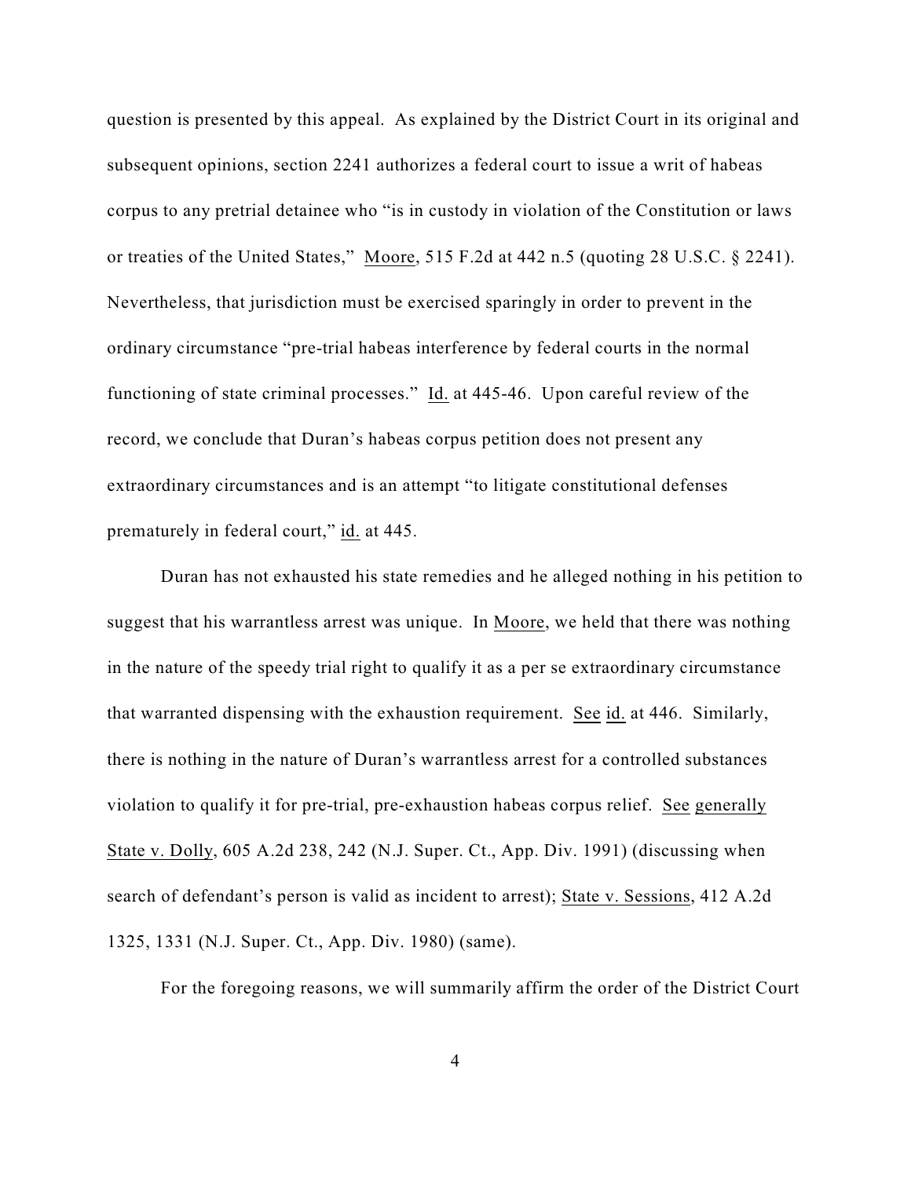question is presented by this appeal. As explained by the District Court in its original and subsequent opinions, section 2241 authorizes a federal court to issue a writ of habeas corpus to any pretrial detainee who "is in custody in violation of the Constitution or laws or treaties of the United States," Moore, 515 F.2d at 442 n.5 (quoting 28 U.S.C. § 2241). Nevertheless, that jurisdiction must be exercised sparingly in order to prevent in the ordinary circumstance "pre-trial habeas interference by federal courts in the normal functioning of state criminal processes." Id. at 445-46. Upon careful review of the record, we conclude that Duran's habeas corpus petition does not present any extraordinary circumstances and is an attempt "to litigate constitutional defenses prematurely in federal court," id. at 445.

Duran has not exhausted his state remedies and he alleged nothing in his petition to suggest that his warrantless arrest was unique. In Moore, we held that there was nothing in the nature of the speedy trial right to qualify it as a per se extraordinary circumstance that warranted dispensing with the exhaustion requirement. See id. at 446. Similarly, there is nothing in the nature of Duran's warrantless arrest for a controlled substances violation to qualify it for pre-trial, pre-exhaustion habeas corpus relief. See generally State v. Dolly, 605 A.2d 238, 242 (N.J. Super. Ct., App. Div. 1991) (discussing when search of defendant's person is valid as incident to arrest); State v. Sessions, 412 A.2d 1325, 1331 (N.J. Super. Ct., App. Div. 1980) (same).

For the foregoing reasons, we will summarily affirm the order of the District Court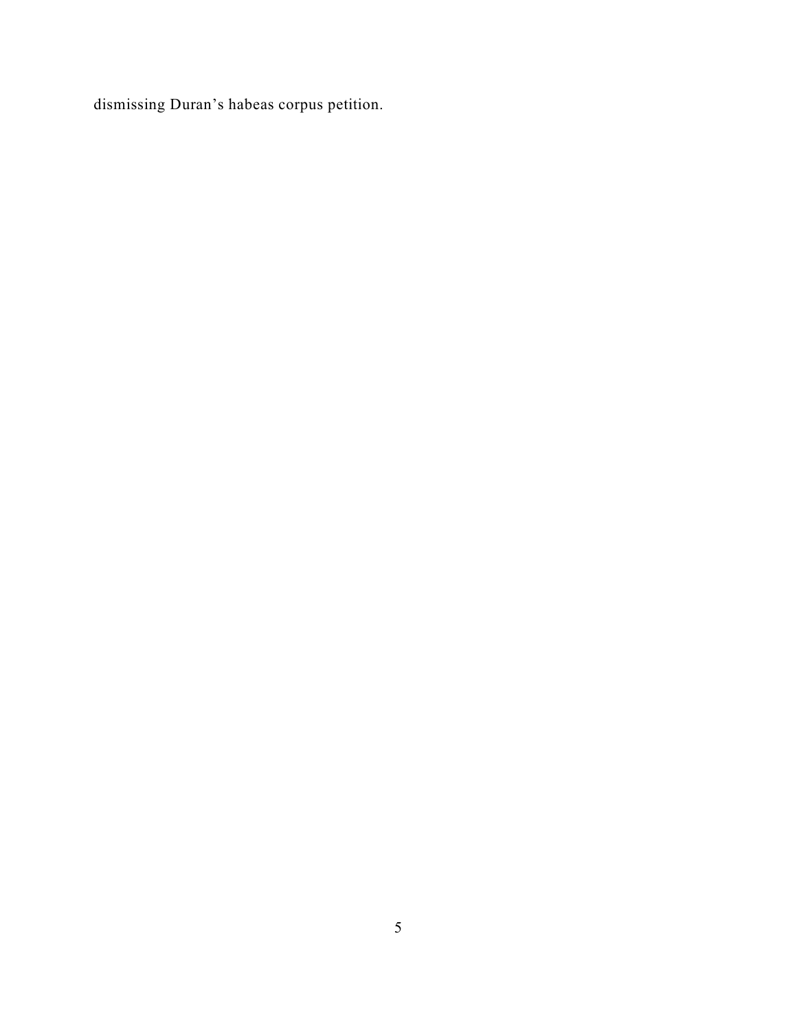dismissing Duran's habeas corpus petition.